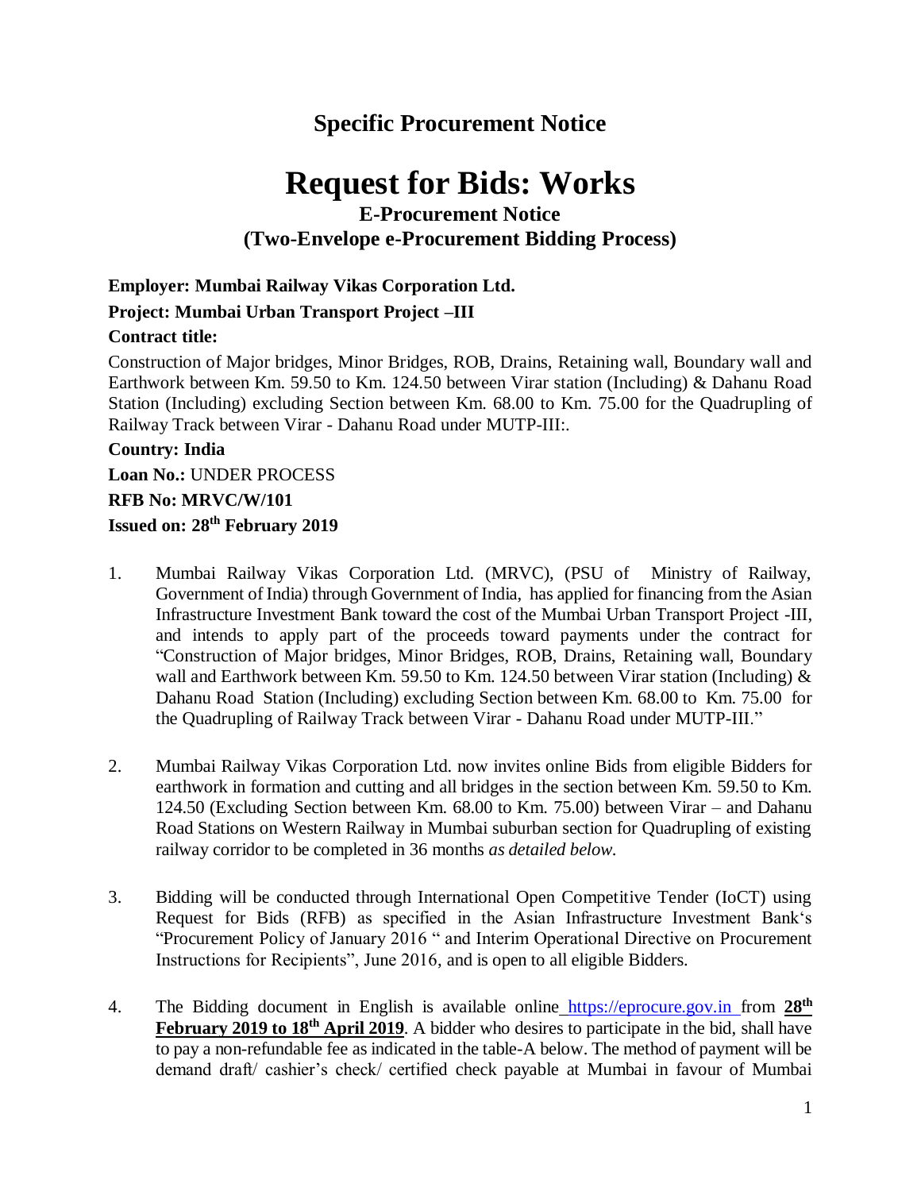# Specific Procurement Notice

# Request for Bids: Works

## E-Procurement Notice
## (Two-Envelope e-Procurement Bidding Process)

**Employer: Mumbai Railway Vikas Corporation Ltd.**

**Project: Mumbai Urban Transport Project –III**

**Contract title:**

Construction of Major bridges, Minor Bridges, ROB, Drains, Retaining wall, Boundary wall and Earthwork between Km. 59.50 to Km. 124.50 between Virar station (Including) & Dahanu Road Station (Including) excluding Section between Km. 68.00 to Km. 75.00 for the Quadrupling of Railway Track between Virar - Dahanu Road under MUTP-III:.

**Country: India**

**Loan No.:** UNDER PROCESS

**RFB No: MRVC/W/101**

**Issued on: 28th February 2019**

1. Mumbai Railway Vikas Corporation Ltd. (MRVC), (PSU of Ministry of Railway, Government of India) through Government of India, has applied for financing from the Asian Infrastructure Investment Bank toward the cost of the Mumbai Urban Transport Project -III, and intends to apply part of the proceeds toward payments under the contract for "Construction of Major bridges, Minor Bridges, ROB, Drains, Retaining wall, Boundary wall and Earthwork between Km. 59.50 to Km. 124.50 between Virar station (Including) & Dahanu Road Station (Including) excluding Section between Km. 68.00 to Km. 75.00 for the Quadrupling of Railway Track between Virar - Dahanu Road under MUTP-III."

2. Mumbai Railway Vikas Corporation Ltd. now invites online Bids from eligible Bidders for earthwork in formation and cutting and all bridges in the section between Km. 59.50 to Km. 124.50 (Excluding Section between Km. 68.00 to Km. 75.00) between Virar – and Dahanu Road Stations on Western Railway in Mumbai suburban section for Quadrupling of existing railway corridor to be completed in 36 months *as detailed below.*

3. Bidding will be conducted through International Open Competitive Tender (IoCT) using Request for Bids (RFB) as specified in the Asian Infrastructure Investment Bank's "Procurement Policy of January 2016 " and Interim Operational Directive on Procurement Instructions for Recipients", June 2016, and is open to all eligible Bidders.

4. The Bidding document in English is available online https://eprocure.gov.in from **28th February 2019 to 18th April 2019**. A bidder who desires to participate in the bid, shall have to pay a non-refundable fee as indicated in the table-A below. The method of payment will be demand draft/ cashier's check/ certified check payable at Mumbai in favour of Mumbai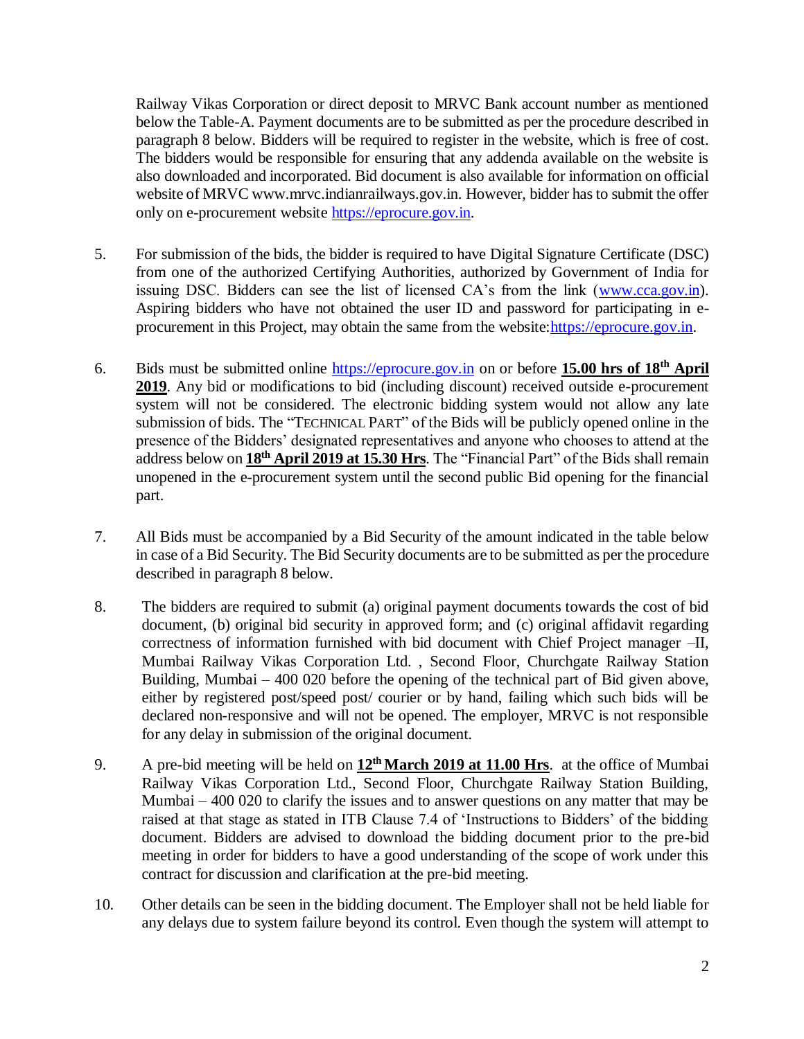Railway Vikas Corporation or direct deposit to MRVC Bank account number as mentioned below the Table-A. Payment documents are to be submitted as per the procedure described in paragraph 8 below. Bidders will be required to register in the website, which is free of cost. The bidders would be responsible for ensuring that any addenda available on the website is also downloaded and incorporated. Bid document is also available for information on official website of MRVC www.mrvc.indianrailways.gov.in. However, bidder has to submit the offer only on e-procurement website https://eprocure.gov.in.

5. For submission of the bids, the bidder is required to have Digital Signature Certificate (DSC) from one of the authorized Certifying Authorities, authorized by Government of India for issuing DSC. Bidders can see the list of licensed CA's from the link (www.cca.gov.in). Aspiring bidders who have not obtained the user ID and password for participating in e-procurement in this Project, may obtain the same from the website:https://eprocure.gov.in.

6. Bids must be submitted online https://eprocure.gov.in on or before **15.00 hrs of 18th April 2019**. Any bid or modifications to bid (including discount) received outside e-procurement system will not be considered. The electronic bidding system would not allow any late submission of bids. The "TECHNICAL PART" of the Bids will be publicly opened online in the presence of the Bidders' designated representatives and anyone who chooses to attend at the address below on **18th April 2019 at 15.30 Hrs**. The "Financial Part" of the Bids shall remain unopened in the e-procurement system until the second public Bid opening for the financial part.

7. All Bids must be accompanied by a Bid Security of the amount indicated in the table below in case of a Bid Security. The Bid Security documents are to be submitted as per the procedure described in paragraph 8 below.

8. The bidders are required to submit (a) original payment documents towards the cost of bid document, (b) original bid security in approved form; and (c) original affidavit regarding correctness of information furnished with bid document with Chief Project manager –II, Mumbai Railway Vikas Corporation Ltd. , Second Floor, Churchgate Railway Station Building, Mumbai – 400 020 before the opening of the technical part of Bid given above, either by registered post/speed post/ courier or by hand, failing which such bids will be declared non-responsive and will not be opened. The employer, MRVC is not responsible for any delay in submission of the original document.

9. A pre-bid meeting will be held on **12th March 2019 at 11.00 Hrs**. at the office of Mumbai Railway Vikas Corporation Ltd., Second Floor, Churchgate Railway Station Building, Mumbai – 400 020 to clarify the issues and to answer questions on any matter that may be raised at that stage as stated in ITB Clause 7.4 of 'Instructions to Bidders' of the bidding document. Bidders are advised to download the bidding document prior to the pre-bid meeting in order for bidders to have a good understanding of the scope of work under this contract for discussion and clarification at the pre-bid meeting.

10. Other details can be seen in the bidding document. The Employer shall not be held liable for any delays due to system failure beyond its control. Even though the system will attempt to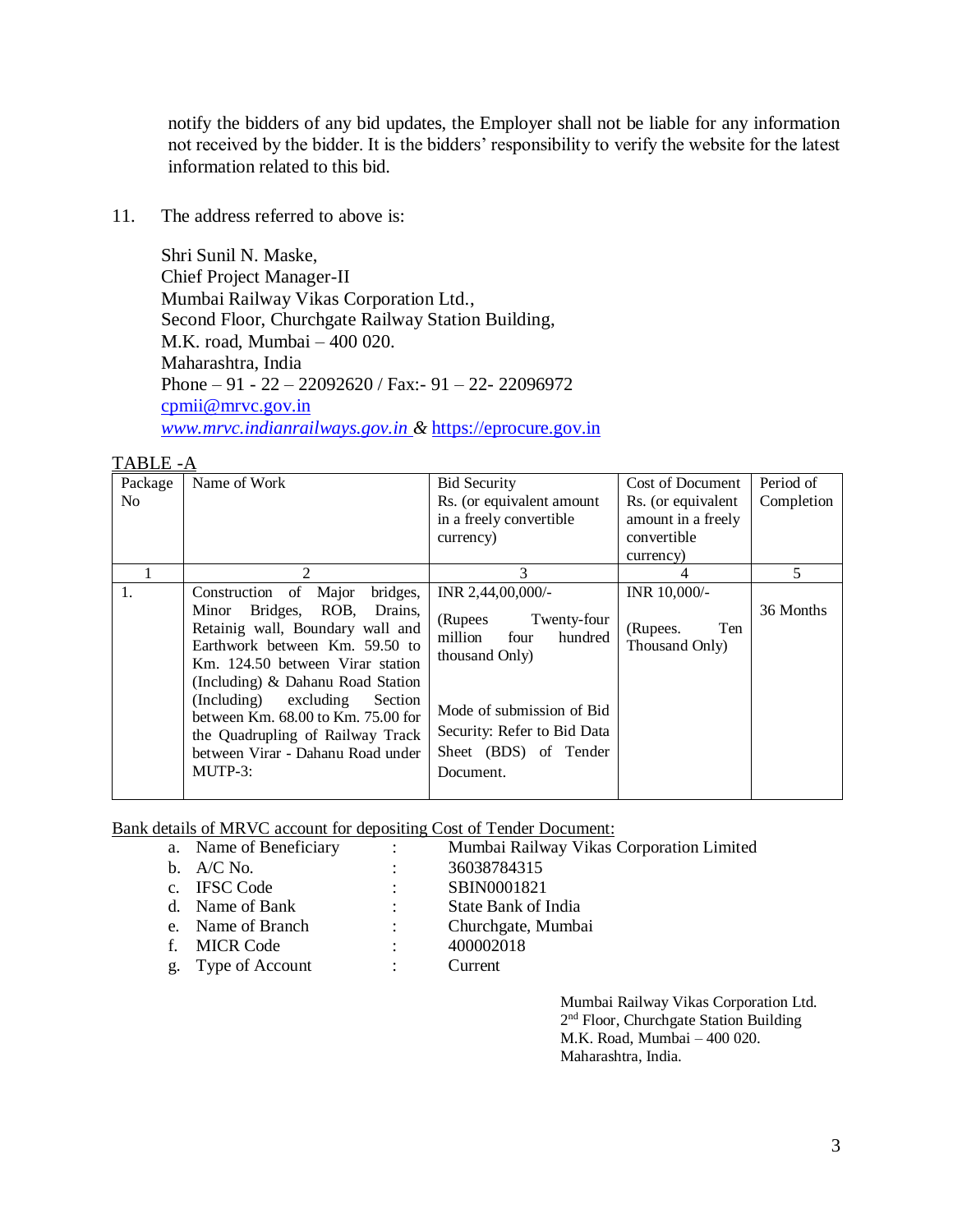notify the bidders of any bid updates, the Employer shall not be liable for any information not received by the bidder. It is the bidders' responsibility to verify the website for the latest information related to this bid.

11. The address referred to above is:

Shri Sunil N. Maske,
Chief Project Manager-II
Mumbai Railway Vikas Corporation Ltd.,
Second Floor, Churchgate Railway Station Building,
M.K. road, Mumbai – 400 020.
Maharashtra, India
Phone – 91 - 22 – 22092620 / Fax:- 91 – 22- 22096972
cpmii@mrvc.gov.in
*www.mrvc.indianrailways.gov.in* & https://eprocure.gov.in

TABLE -A

| Package No | Name of Work | Bid Security Rs. (or equivalent amount in a freely convertible currency) | Cost of Document Rs. (or equivalent amount in a freely convertible currency) | Period of Completion |
|---|---|---|---|---|
| 1 | 2 | 3 | 4 | 5 |
| 1. | Construction of Major bridges, Minor Bridges, ROB, Drains, Retainig wall, Boundary wall and Earthwork between Km. 59.50 to Km. 124.50 between Virar station (Including) & Dahanu Road Station (Including) excluding Section between Km. 68.00 to Km. 75.00 for the Quadrupling of Railway Track between Virar - Dahanu Road under MUTP-3: | INR 2,44,00,000/- (Rupees Twenty-four million four hundred thousand Only) Mode of submission of Bid Security: Refer to Bid Data Sheet (BDS) of Tender Document. | INR 10,000/- (Rupees. Ten Thousand Only) | 36 Months |

Bank details of MRVC account for depositing Cost of Tender Document:

a. Name of Beneficiary : Mumbai Railway Vikas Corporation Limited
b. A/C No. : 36038784315
c. IFSC Code : SBIN0001821
d. Name of Bank : State Bank of India
e. Name of Branch : Churchgate, Mumbai
f. MICR Code : 400002018
g. Type of Account : Current

Mumbai Railway Vikas Corporation Ltd.
2nd Floor, Churchgate Station Building
M.K. Road, Mumbai – 400 020.
Maharashtra, India.